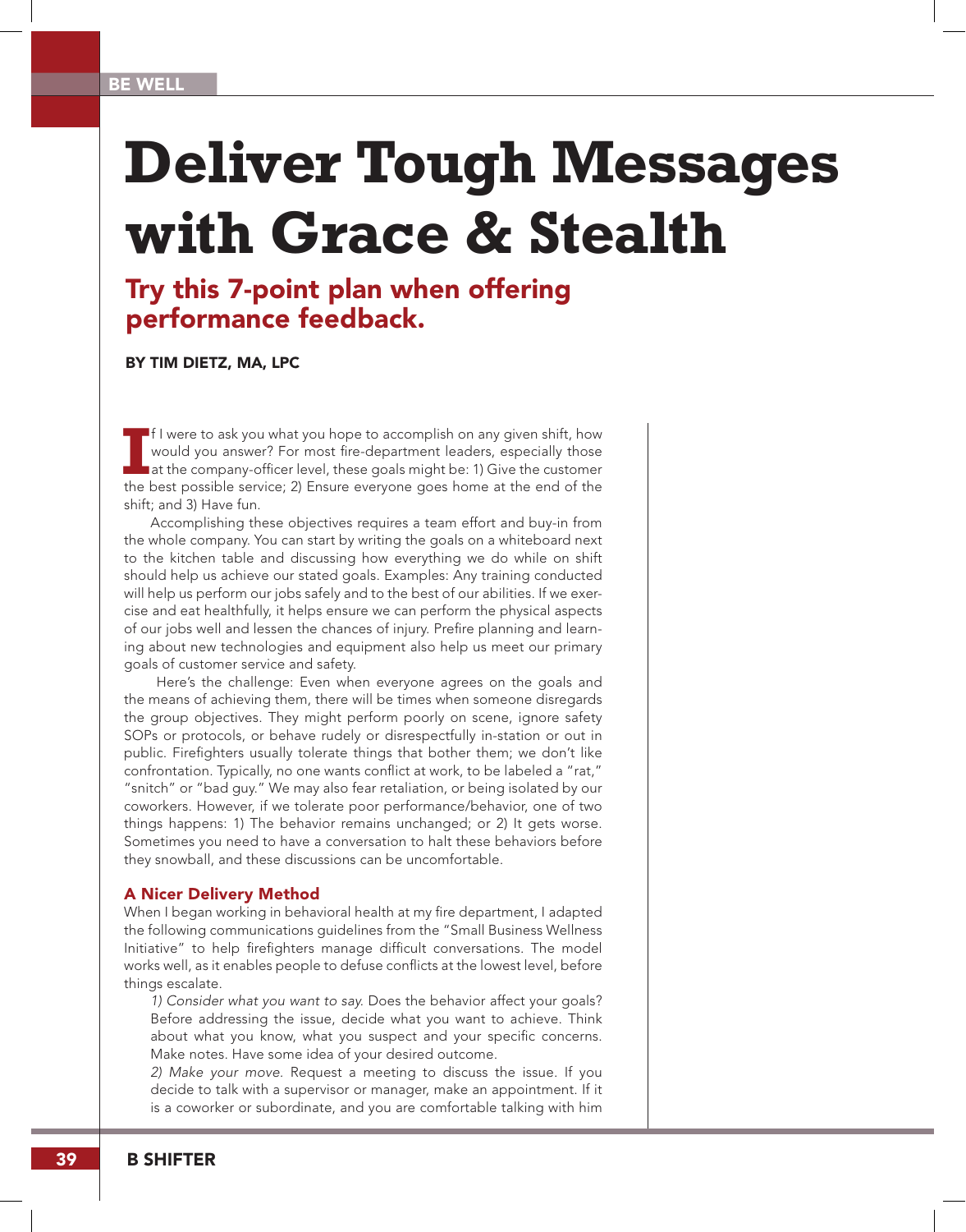BE WELL

# Deliver Tough Messages with Grace & Stealth

## Try this 7-point plan when offering performance feedback.

**BY TIM DIETZ, MA, LPC**

If I were to ask you what you hope to accomplish on any given shift, how would you answer? For most fire-department leaders, especially those at the company-officer level, these goals might be: 1) Give the customer the best possible service; 2) Ensure everyone goes home at the end of the shift; and 3) Have fun.

Accomplishing these objectives requires a team effort and buy-in from the whole company. You can start by writing the goals on a whiteboard next to the kitchen table and discussing how everything we do while on shift should help us achieve our stated goals. Examples: Any training conducted will help us perform our jobs safely and to the best of our abilities. If we exercise and eat healthfully, it helps ensure we can perform the physical aspects of our jobs well and lessen the chances of injury. Prefire planning and learning about new technologies and equipment also help us meet our primary goals of customer service and safety.

Here's the challenge: Even when everyone agrees on the goals and the means of achieving them, there will be times when someone disregards the group objectives. They might perform poorly on scene, ignore safety SOPs or protocols, or behave rudely or disrespectfully in-station or out in public. Firefighters usually tolerate things that bother them; we don't like confrontation. Typically, no one wants conflict at work, to be labeled a "rat," "snitch" or "bad guy." We may also fear retaliation, or being isolated by our coworkers. However, if we tolerate poor performance/behavior, one of two things happens: 1) The behavior remains unchanged; or 2) It gets worse. Sometimes you need to have a conversation to halt these behaviors before they snowball, and these discussions can be uncomfortable.

### A Nicer Delivery Method

When I began working in behavioral health at my fire department, I adapted the following communications guidelines from the "Small Business Wellness Initiative" to help firefighters manage difficult conversations. The model works well, as it enables people to defuse conflicts at the lowest level, before things escalate.

1) *Consider what you want to say.* Does the behavior affect your goals? Before addressing the issue, decide what you want to achieve. Think about what you know, what you suspect and your specific concerns. Make notes. Have some idea of your desired outcome.

2) *Make your move.* Request a meeting to discuss the issue. If you decide to talk with a supervisor or manager, make an appointment. If it is a coworker or subordinate, and you are comfortable talking with him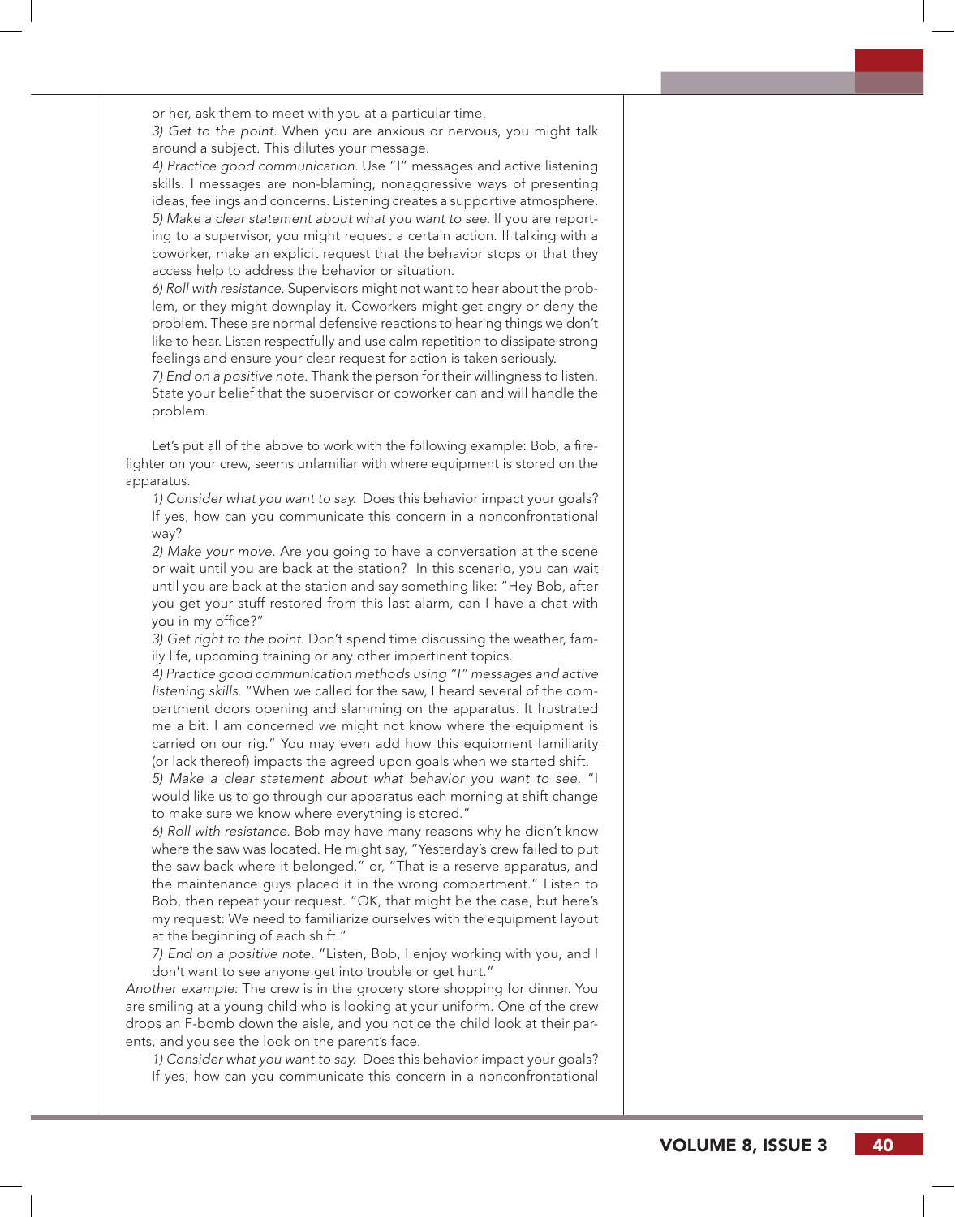or her, ask them to meet with you at a particular time.

*3) Get to the point.* When you are anxious or nervous, you might talk around a subject. This dilutes your message.

*4) Practice good communication.* Use "I" messages and active listening skills. I messages are non-blaming, nonaggressive ways of presenting ideas, feelings and concerns. Listening creates a supportive atmosphere.

*5) Make a clear statement about what you want to see.* If you are reporting to a supervisor, you might request a certain action. If talking with a coworker, make an explicit request that the behavior stops or that they access help to address the behavior or situation.

*6) Roll with resistance.* Supervisors might not want to hear about the problem, or they might downplay it. Coworkers might get angry or deny the problem. These are normal defensive reactions to hearing things we don't like to hear. Listen respectfully and use calm repetition to dissipate strong feelings and ensure your clear request for action is taken seriously.

*7) End on a positive note.* Thank the person for their willingness to listen. State your belief that the supervisor or coworker can and will handle the problem.

Let's put all of the above to work with the following example: Bob, a firefighter on your crew, seems unfamiliar with where equipment is stored on the apparatus.

*1) Consider what you want to say.* Does this behavior impact your goals? If yes, how can you communicate this concern in a nonconfrontational way?

*2) Make your move.* Are you going to have a conversation at the scene or wait until you are back at the station? In this scenario, you can wait until you are back at the station and say something like: "Hey Bob, after you get your stuff restored from this last alarm, can I have a chat with you in my office?"

*3) Get right to the point.* Don't spend time discussing the weather, family life, upcoming training or any other impertinent topics.

*4) Practice good communication methods using "I" messages and active listening skills.* "When we called for the saw, I heard several of the compartment doors opening and slamming on the apparatus. It frustrated me a bit. I am concerned we might not know where the equipment is carried on our rig." You may even add how this equipment familiarity (or lack thereof) impacts the agreed upon goals when we started shift.

*5) Make a clear statement about what behavior you want to see.* "I would like us to go through our apparatus each morning at shift change to make sure we know where everything is stored."

*6) Roll with resistance.* Bob may have many reasons why he didn't know where the saw was located. He might say, "Yesterday's crew failed to put the saw back where it belonged," or, "That is a reserve apparatus, and the maintenance guys placed it in the wrong compartment." Listen to Bob, then repeat your request. "OK, that might be the case, but here's my request: We need to familiarize ourselves with the equipment layout at the beginning of each shift."

*7) End on a positive note.* "Listen, Bob, I enjoy working with you, and I don't want to see anyone get into trouble or get hurt."

*Another example:* The crew is in the grocery store shopping for dinner. You are smiling at a young child who is looking at your uniform. One of the crew drops an F-bomb down the aisle, and you notice the child look at their parents, and you see the look on the parent's face.

*1) Consider what you want to say.* Does this behavior impact your goals? If yes, how can you communicate this concern in a nonconfrontational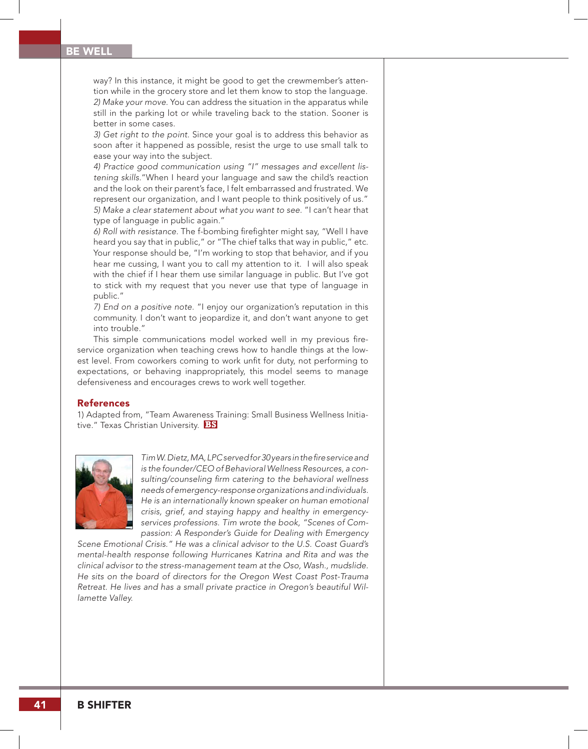way? In this instance, it might be good to get the crewmember's attention while in the grocery store and let them know to stop the language.

*2) Make your move.* You can address the situation in the apparatus while still in the parking lot or while traveling back to the station. Sooner is better in some cases.

*3) Get right to the point.* Since your goal is to address this behavior as soon after it happened as possible, resist the urge to use small talk to ease your way into the subject.

*4) Practice good communication using "I" messages and excellent listening skills.* "When I heard your language and saw the child's reaction and the look on their parent's face, I felt embarrassed and frustrated. We represent our organization, and I want people to think positively of us."

*5) Make a clear statement about what you want to see.* "I can't hear that type of language in public again."

*6) Roll with resistance.* The f-bombing firefighter might say, "Well I have heard you say that in public," or "The chief talks that way in public," etc. Your response should be, "I'm working to stop that behavior, and if you hear me cussing, I want you to call my attention to it. I will also speak with the chief if I hear them use similar language in public. But I've got to stick with my request that you never use that type of language in public."

*7) End on a positive note.* "I enjoy our organization's reputation in this community. I don't want to jeopardize it, and don't want anyone to get into trouble."

This simple communications model worked well in my previous fire-service organization when teaching crews how to handle things at the lowest level. From coworkers coming to work unfit for duty, not performing to expectations, or behaving inappropriately, this model seems to manage defensiveness and encourages crews to work well together.

## References

1) Adapted from, "Team Awareness Training: Small Business Wellness Initiative." Texas Christian University. **BS**

*Tim W. Dietz, MA, LPC served for 30 years in the fire service and is the founder/CEO of Behavioral Wellness Resources, a consulting/counseling firm catering to the behavioral wellness needs of emergency-response organizations and individuals. He is an internationally known speaker on human emotional crisis, grief, and staying happy and healthy in emergency-services professions. Tim wrote the book, "Scenes of Compassion: A Responder's Guide for Dealing with Emergency Scene Emotional Crisis." He was a clinical advisor to the U.S. Coast Guard's mental-health response following Hurricanes Katrina and Rita and was the clinical advisor to the stress-management team at the Oso, Wash., mudslide. He sits on the board of directors for the Oregon West Coast Post-Trauma Retreat. He lives and has a small private practice in Oregon's beautiful Willamette Valley.*